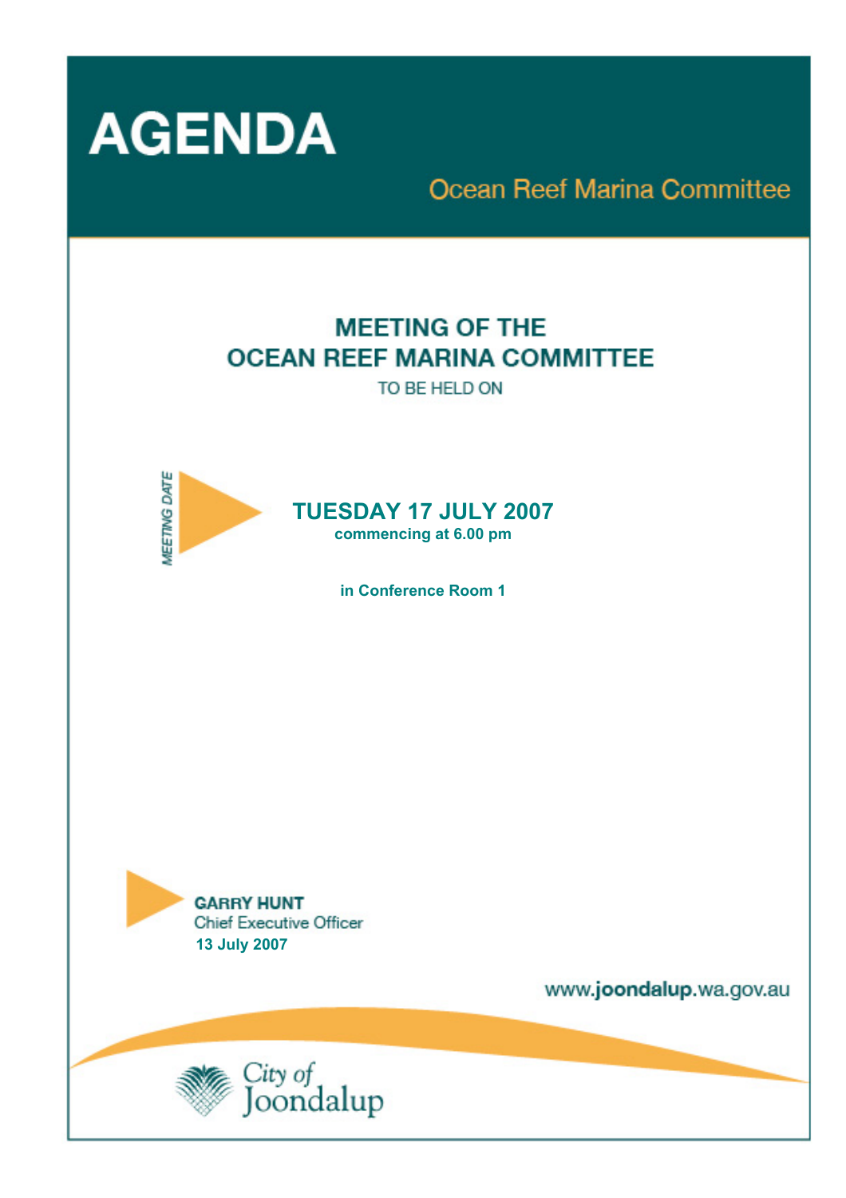# AGENDA

## Ocean Reef Marina Committee

## MEETING OF THE OCEAN REEF MARINA COMMITTEE

TO BE HELD ON

MEETING DATE

**TUESDAY 17 JULY 2007**
**commencing at 6.00 pm**

**in Conference Room 1**

**GARRY HUNT**
Chief Executive Officer
**13 July 2007**

www.**joondalup**.wa.gov.au

City of Joondalup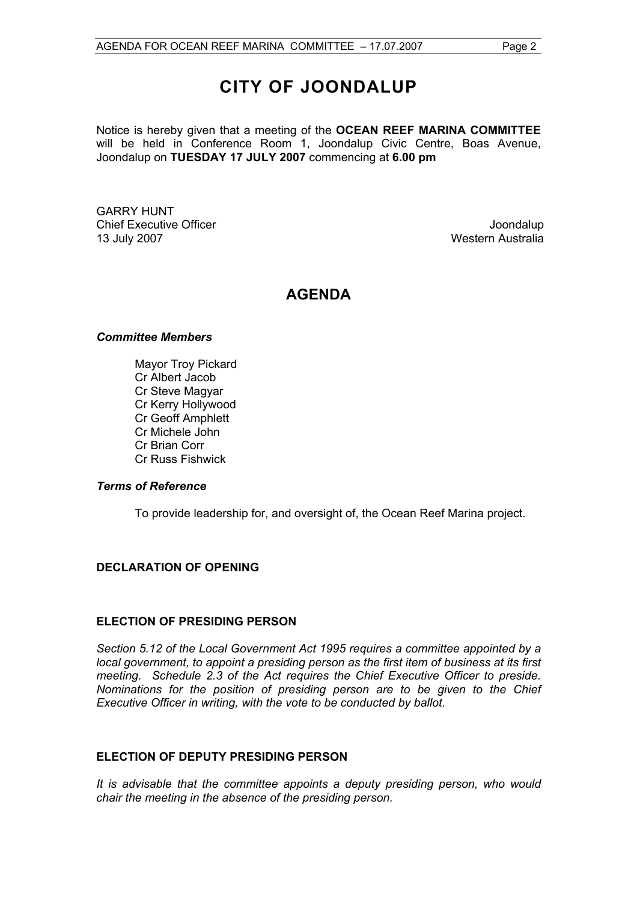# CITY OF JOONDALUP

Notice is hereby given that a meeting of the **OCEAN REEF MARINA COMMITTEE** will be held in Conference Room 1, Joondalup Civic Centre, Boas Avenue, Joondalup on **TUESDAY 17 JULY 2007** commencing at **6.00 pm**

GARRY HUNT
Chief Executive Officer
13 July 2007

Joondalup
Western Australia

## AGENDA

### *Committee Members*

Mayor Troy Pickard
Cr Albert Jacob
Cr Steve Magyar
Cr Kerry Hollywood
Cr Geoff Amphlett
Cr Michele John
Cr Brian Corr
Cr Russ Fishwick

### *Terms of Reference*

To provide leadership for, and oversight of, the Ocean Reef Marina project.

### DECLARATION OF OPENING

### ELECTION OF PRESIDING PERSON

*Section 5.12 of the Local Government Act 1995 requires a committee appointed by a local government, to appoint a presiding person as the first item of business at its first meeting. Schedule 2.3 of the Act requires the Chief Executive Officer to preside. Nominations for the position of presiding person are to be given to the Chief Executive Officer in writing, with the vote to be conducted by ballot.*

### ELECTION OF DEPUTY PRESIDING PERSON

*It is advisable that the committee appoints a deputy presiding person, who would chair the meeting in the absence of the presiding person.*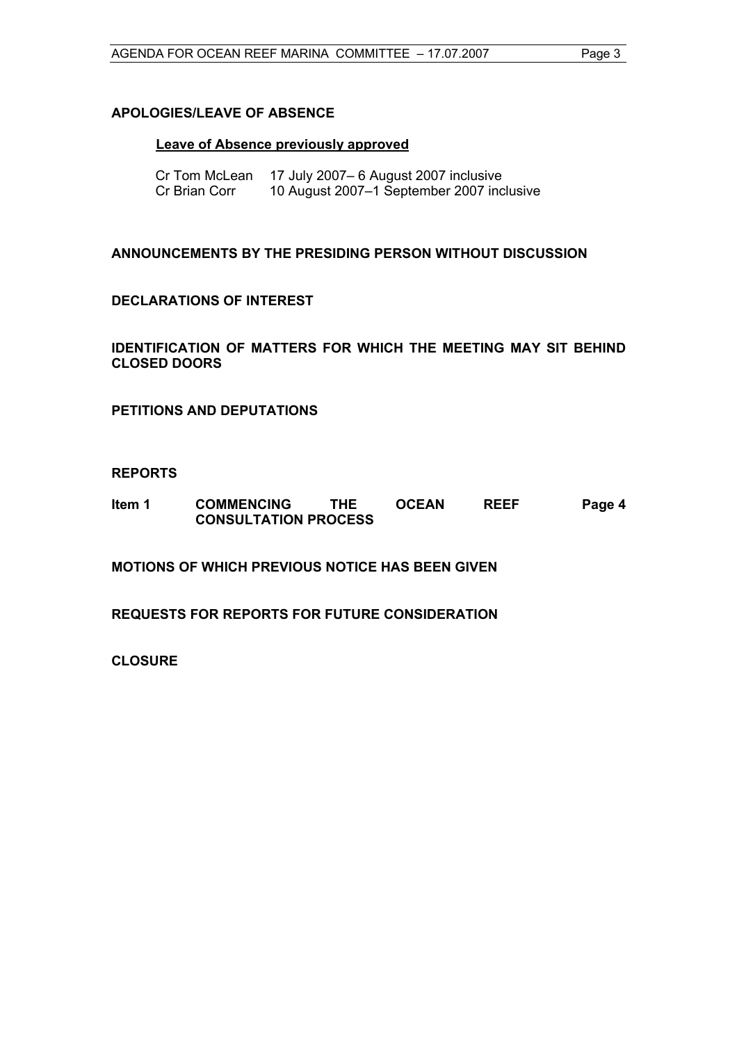**APOLOGIES/LEAVE OF ABSENCE**

**Leave of Absence previously approved**

Cr Tom McLean 17 July 2007– 6 August 2007 inclusive
Cr Brian Corr 10 August 2007–1 September 2007 inclusive

**ANNOUNCEMENTS BY THE PRESIDING PERSON WITHOUT DISCUSSION**

**DECLARATIONS OF INTEREST**

**IDENTIFICATION OF MATTERS FOR WHICH THE MEETING MAY SIT BEHIND CLOSED DOORS**

**PETITIONS AND DEPUTATIONS**

**REPORTS**

**Item 1 COMMENCING THE OCEAN REEF CONSULTATION PROCESS — Page 4**

**MOTIONS OF WHICH PREVIOUS NOTICE HAS BEEN GIVEN**

**REQUESTS FOR REPORTS FOR FUTURE CONSIDERATION**

**CLOSURE**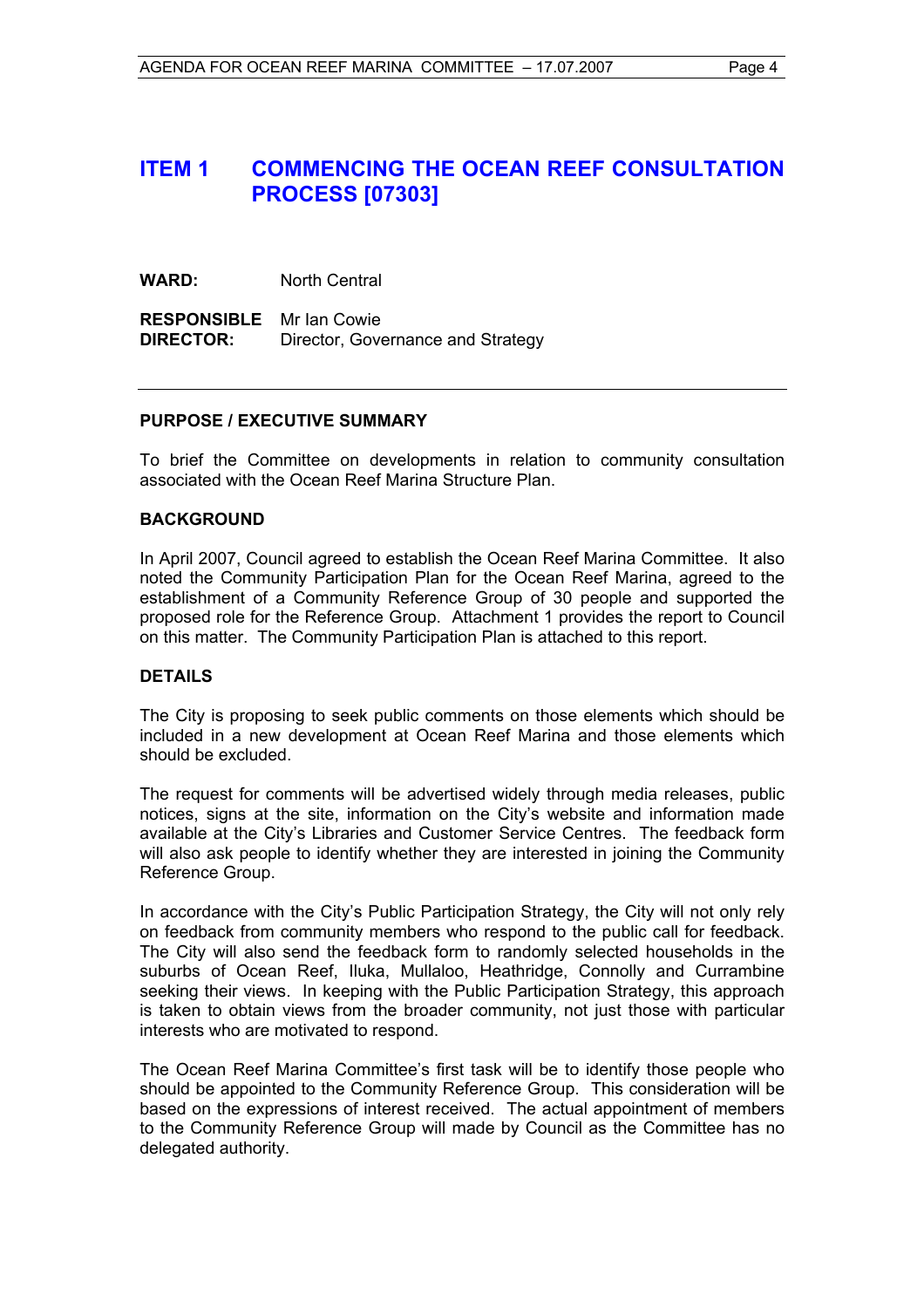# ITEM 1 COMMENCING THE OCEAN REEF CONSULTATION PROCESS [07303]

**WARD:** North Central

**RESPONSIBLE DIRECTOR:** Mr Ian Cowie
Director, Governance and Strategy

---

## PURPOSE / EXECUTIVE SUMMARY

To brief the Committee on developments in relation to community consultation associated with the Ocean Reef Marina Structure Plan.

## BACKGROUND

In April 2007, Council agreed to establish the Ocean Reef Marina Committee. It also noted the Community Participation Plan for the Ocean Reef Marina, agreed to the establishment of a Community Reference Group of 30 people and supported the proposed role for the Reference Group. Attachment 1 provides the report to Council on this matter. The Community Participation Plan is attached to this report.

## DETAILS

The City is proposing to seek public comments on those elements which should be included in a new development at Ocean Reef Marina and those elements which should be excluded.

The request for comments will be advertised widely through media releases, public notices, signs at the site, information on the City's website and information made available at the City's Libraries and Customer Service Centres. The feedback form will also ask people to identify whether they are interested in joining the Community Reference Group.

In accordance with the City's Public Participation Strategy, the City will not only rely on feedback from community members who respond to the public call for feedback. The City will also send the feedback form to randomly selected households in the suburbs of Ocean Reef, Iluka, Mullaloo, Heathridge, Connolly and Currambine seeking their views. In keeping with the Public Participation Strategy, this approach is taken to obtain views from the broader community, not just those with particular interests who are motivated to respond.

The Ocean Reef Marina Committee's first task will be to identify those people who should be appointed to the Community Reference Group. This consideration will be based on the expressions of interest received. The actual appointment of members to the Community Reference Group will made by Council as the Committee has no delegated authority.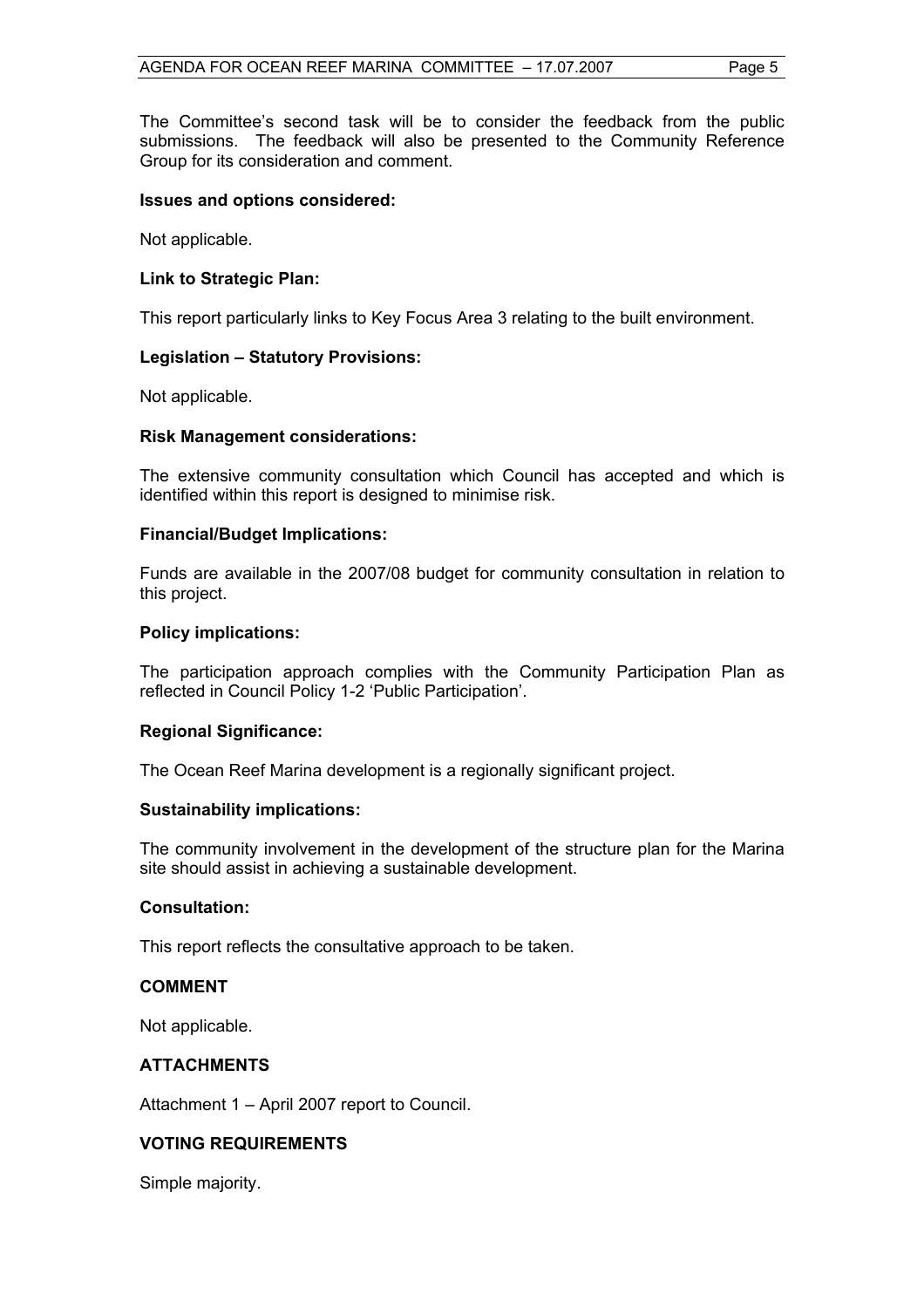The Committee's second task will be to consider the feedback from the public submissions. The feedback will also be presented to the Community Reference Group for its consideration and comment.

**Issues and options considered:**

Not applicable.

**Link to Strategic Plan:**

This report particularly links to Key Focus Area 3 relating to the built environment.

**Legislation – Statutory Provisions:**

Not applicable.

**Risk Management considerations:**

The extensive community consultation which Council has accepted and which is identified within this report is designed to minimise risk.

**Financial/Budget Implications:**

Funds are available in the 2007/08 budget for community consultation in relation to this project.

**Policy implications:**

The participation approach complies with the Community Participation Plan as reflected in Council Policy 1-2 'Public Participation'.

**Regional Significance:**

The Ocean Reef Marina development is a regionally significant project.

**Sustainability implications:**

The community involvement in the development of the structure plan for the Marina site should assist in achieving a sustainable development.

**Consultation:**

This report reflects the consultative approach to be taken.

## COMMENT

Not applicable.

## ATTACHMENTS

Attachment 1 – April 2007 report to Council.

## VOTING REQUIREMENTS

Simple majority.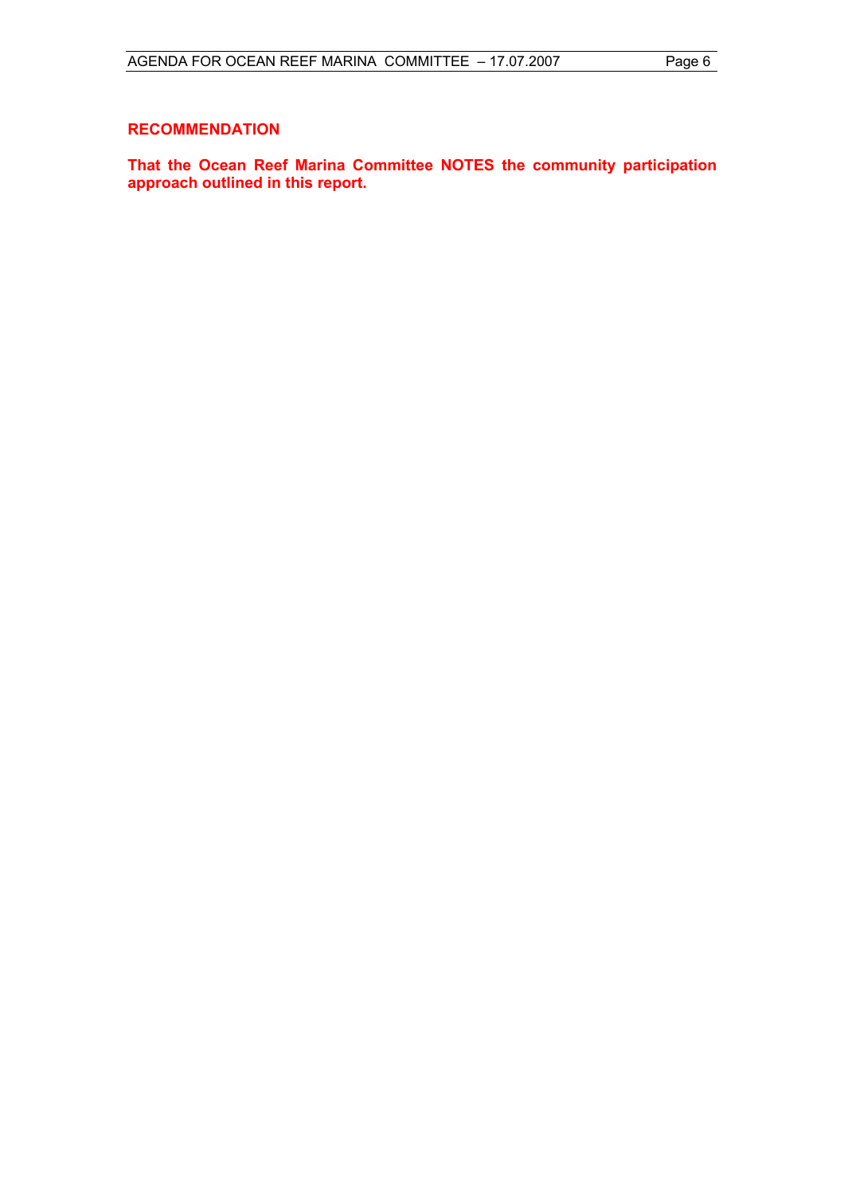## RECOMMENDATION

**That the Ocean Reef Marina Committee NOTES the community participation approach outlined in this report.**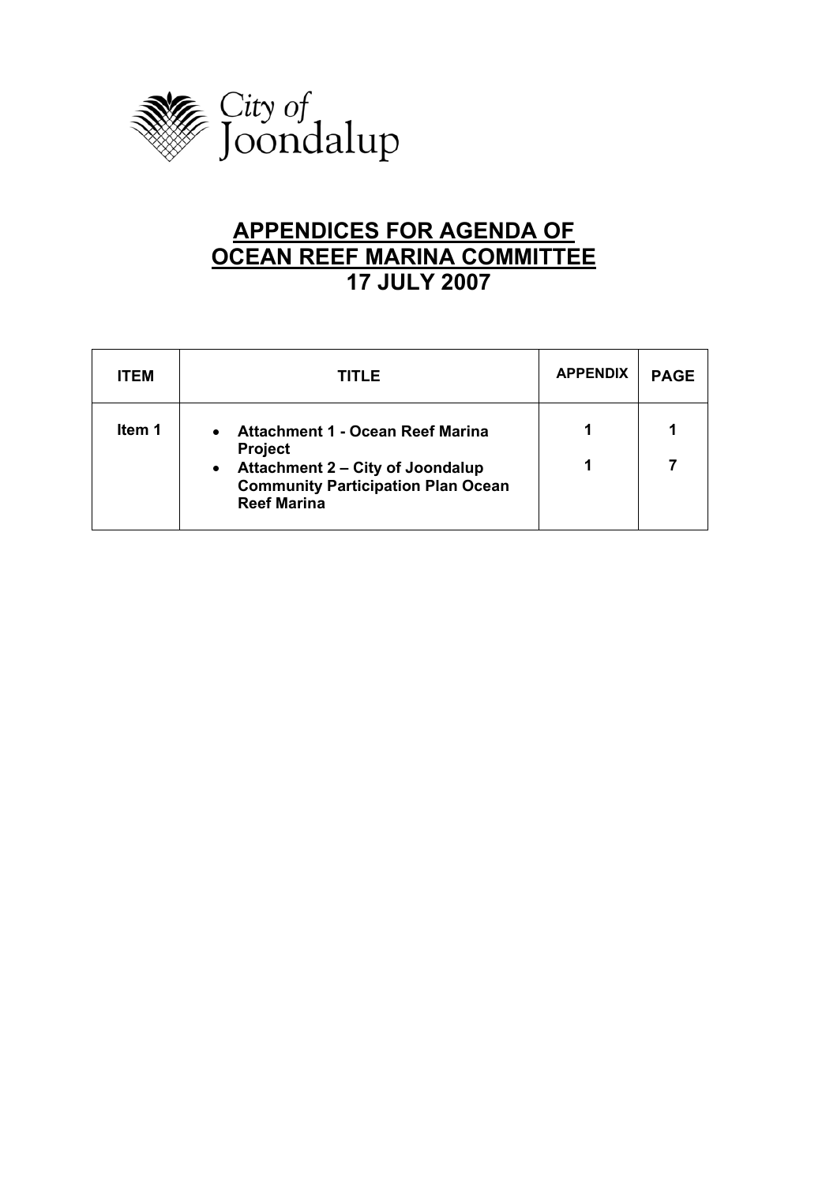City of Joondalup

# APPENDICES FOR AGENDA OF OCEAN REEF MARINA COMMITTEE 17 JULY 2007

| ITEM | TITLE | APPENDIX | PAGE |
|---|---|---|---|
| Item 1 | • **Attachment 1 - Ocean Reef Marina Project**<br>• **Attachment 2 – City of Joondalup Community Participation Plan Ocean Reef Marina** | 1<br>1 | 1<br>7 |